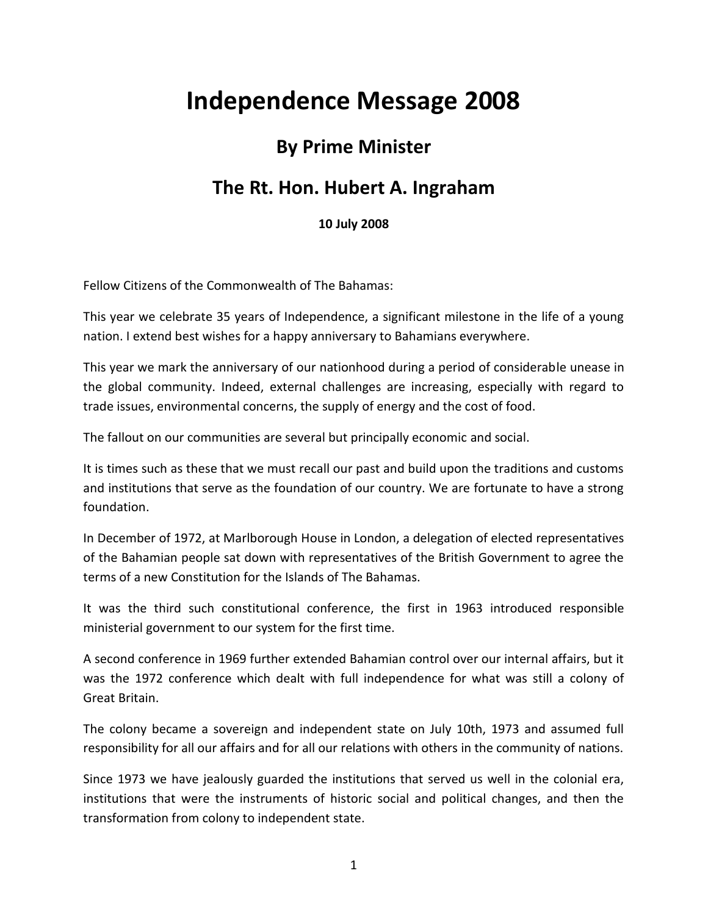# Independence Message 2008

## By Prime Minister

## The Rt. Hon. Hubert A. Ingraham

**10 July 2008**

Fellow Citizens of the Commonwealth of The Bahamas:

This year we celebrate 35 years of Independence, a significant milestone in the life of a young nation. I extend best wishes for a happy anniversary to Bahamians everywhere.

This year we mark the anniversary of our nationhood during a period of considerable unease in the global community. Indeed, external challenges are increasing, especially with regard to trade issues, environmental concerns, the supply of energy and the cost of food.

The fallout on our communities are several but principally economic and social.

It is times such as these that we must recall our past and build upon the traditions and customs and institutions that serve as the foundation of our country. We are fortunate to have a strong foundation.

In December of 1972, at Marlborough House in London, a delegation of elected representatives of the Bahamian people sat down with representatives of the British Government to agree the terms of a new Constitution for the Islands of The Bahamas.

It was the third such constitutional conference, the first in 1963 introduced responsible ministerial government to our system for the first time.

A second conference in 1969 further extended Bahamian control over our internal affairs, but it was the 1972 conference which dealt with full independence for what was still a colony of Great Britain.

The colony became a sovereign and independent state on July 10th, 1973 and assumed full responsibility for all our affairs and for all our relations with others in the community of nations.

Since 1973 we have jealously guarded the institutions that served us well in the colonial era, institutions that were the instruments of historic social and political changes, and then the transformation from colony to independent state.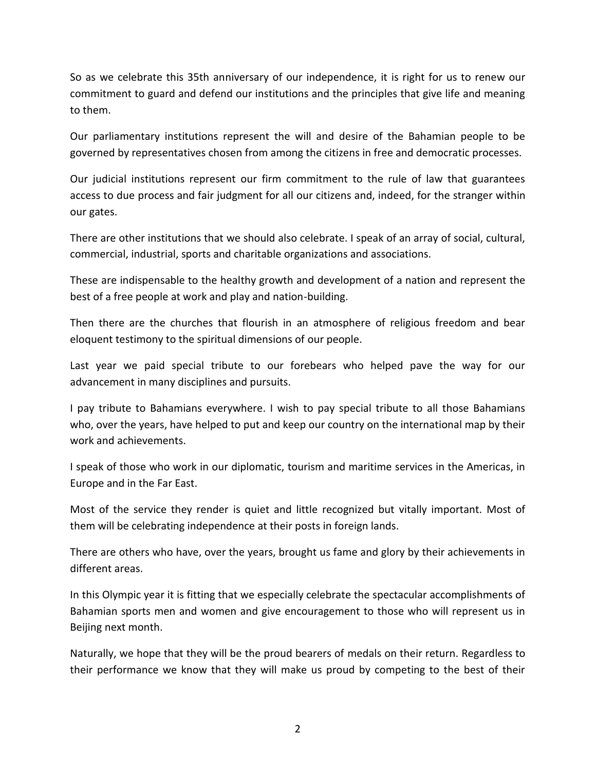So as we celebrate this 35th anniversary of our independence, it is right for us to renew our commitment to guard and defend our institutions and the principles that give life and meaning to them.

Our parliamentary institutions represent the will and desire of the Bahamian people to be governed by representatives chosen from among the citizens in free and democratic processes.

Our judicial institutions represent our firm commitment to the rule of law that guarantees access to due process and fair judgment for all our citizens and, indeed, for the stranger within our gates.

There are other institutions that we should also celebrate. I speak of an array of social, cultural, commercial, industrial, sports and charitable organizations and associations.

These are indispensable to the healthy growth and development of a nation and represent the best of a free people at work and play and nation-building.

Then there are the churches that flourish in an atmosphere of religious freedom and bear eloquent testimony to the spiritual dimensions of our people.

Last year we paid special tribute to our forebears who helped pave the way for our advancement in many disciplines and pursuits.

I pay tribute to Bahamians everywhere. I wish to pay special tribute to all those Bahamians who, over the years, have helped to put and keep our country on the international map by their work and achievements.

I speak of those who work in our diplomatic, tourism and maritime services in the Americas, in Europe and in the Far East.

Most of the service they render is quiet and little recognized but vitally important. Most of them will be celebrating independence at their posts in foreign lands.

There are others who have, over the years, brought us fame and glory by their achievements in different areas.

In this Olympic year it is fitting that we especially celebrate the spectacular accomplishments of Bahamian sports men and women and give encouragement to those who will represent us in Beijing next month.

Naturally, we hope that they will be the proud bearers of medals on their return. Regardless to their performance we know that they will make us proud by competing to the best of their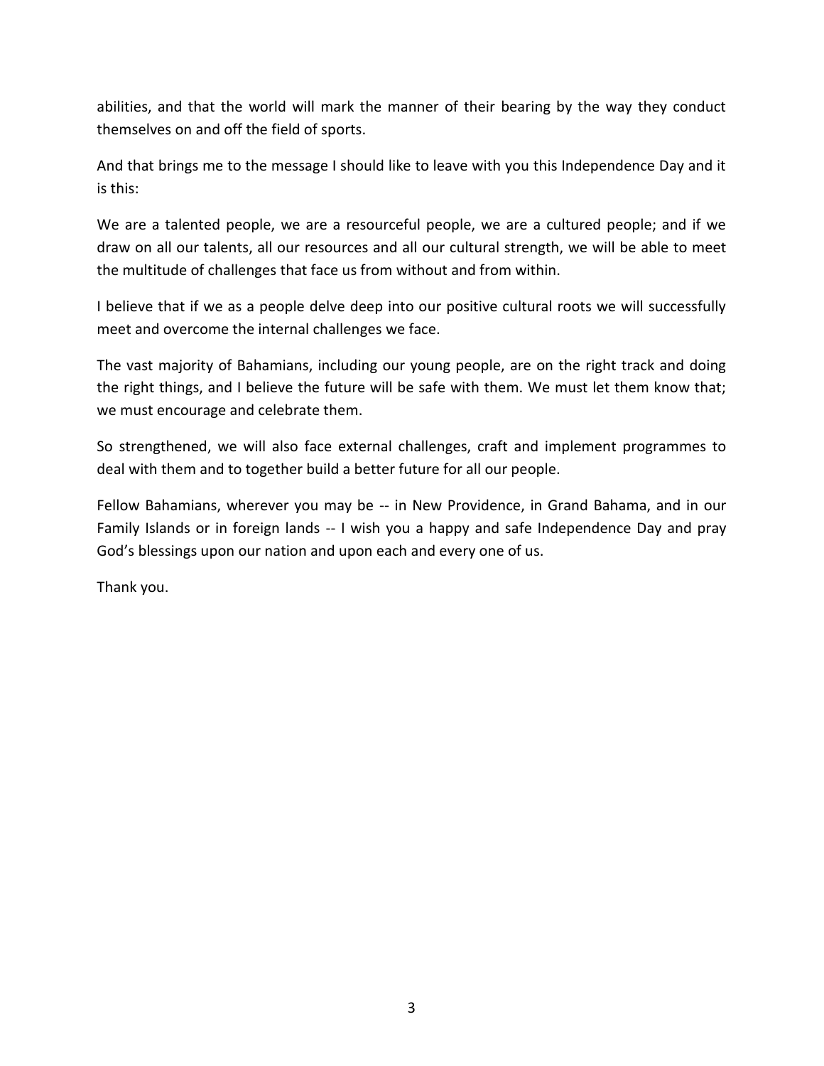abilities, and that the world will mark the manner of their bearing by the way they conduct themselves on and off the field of sports.

And that brings me to the message I should like to leave with you this Independence Day and it is this:

We are a talented people, we are a resourceful people, we are a cultured people; and if we draw on all our talents, all our resources and all our cultural strength, we will be able to meet the multitude of challenges that face us from without and from within.

I believe that if we as a people delve deep into our positive cultural roots we will successfully meet and overcome the internal challenges we face.

The vast majority of Bahamians, including our young people, are on the right track and doing the right things, and I believe the future will be safe with them. We must let them know that; we must encourage and celebrate them.

So strengthened, we will also face external challenges, craft and implement programmes to deal with them and to together build a better future for all our people.

Fellow Bahamians, wherever you may be -- in New Providence, in Grand Bahama, and in our Family Islands or in foreign lands -- I wish you a happy and safe Independence Day and pray God's blessings upon our nation and upon each and every one of us.

Thank you.